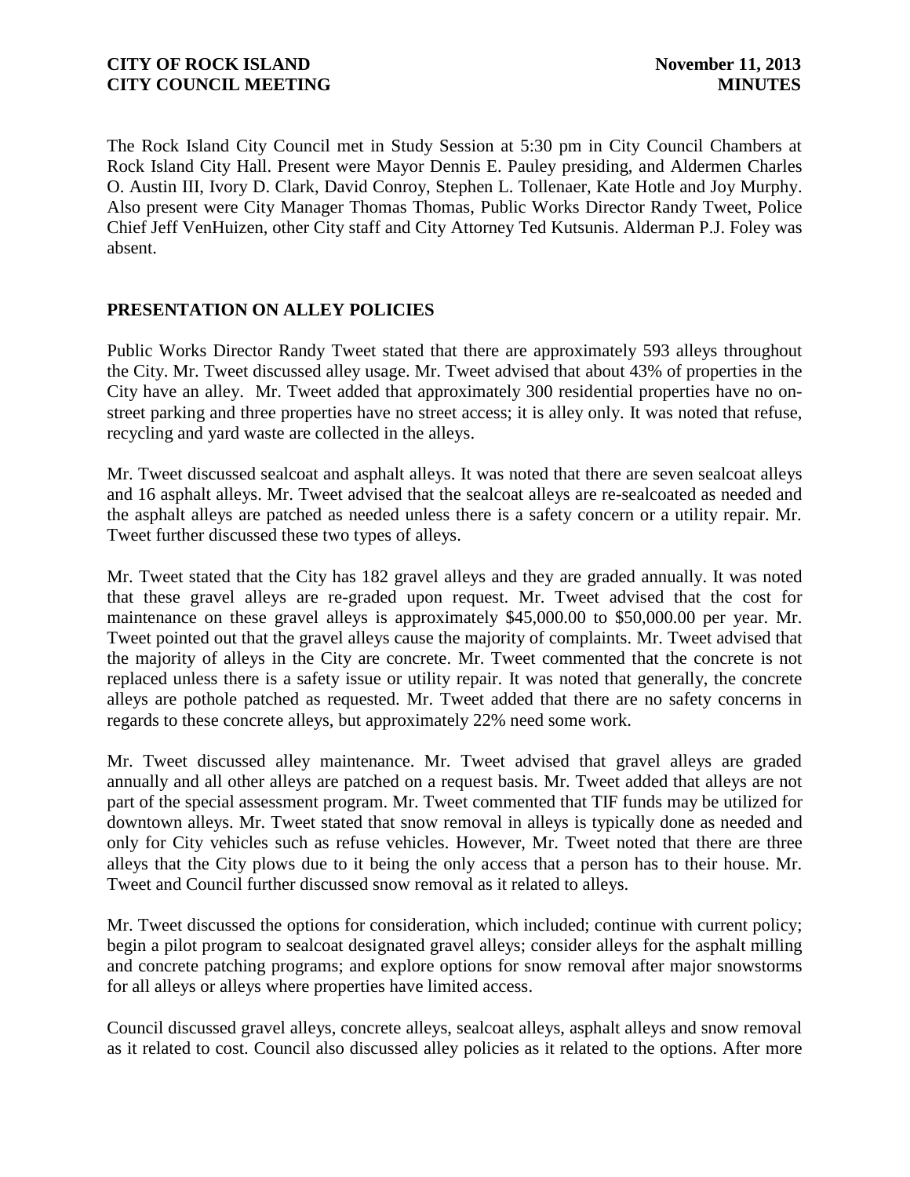The Rock Island City Council met in Study Session at 5:30 pm in City Council Chambers at Rock Island City Hall. Present were Mayor Dennis E. Pauley presiding, and Aldermen Charles O. Austin III, Ivory D. Clark, David Conroy, Stephen L. Tollenaer, Kate Hotle and Joy Murphy. Also present were City Manager Thomas Thomas, Public Works Director Randy Tweet, Police Chief Jeff VenHuizen, other City staff and City Attorney Ted Kutsunis. Alderman P.J. Foley was absent.

## PRESENTATION ON ALLEY POLICIES

Public Works Director Randy Tweet stated that there are approximately 593 alleys throughout the City. Mr. Tweet discussed alley usage. Mr. Tweet advised that about 43% of properties in the City have an alley. Mr. Tweet added that approximately 300 residential properties have no on-street parking and three properties have no street access; it is alley only. It was noted that refuse, recycling and yard waste are collected in the alleys.

Mr. Tweet discussed sealcoat and asphalt alleys. It was noted that there are seven sealcoat alleys and 16 asphalt alleys. Mr. Tweet advised that the sealcoat alleys are re-sealcoated as needed and the asphalt alleys are patched as needed unless there is a safety concern or a utility repair. Mr. Tweet further discussed these two types of alleys.

Mr. Tweet stated that the City has 182 gravel alleys and they are graded annually. It was noted that these gravel alleys are re-graded upon request. Mr. Tweet advised that the cost for maintenance on these gravel alleys is approximately $45,000.00 to $50,000.00 per year. Mr. Tweet pointed out that the gravel alleys cause the majority of complaints. Mr. Tweet advised that the majority of alleys in the City are concrete. Mr. Tweet commented that the concrete is not replaced unless there is a safety issue or utility repair. It was noted that generally, the concrete alleys are pothole patched as requested. Mr. Tweet added that there are no safety concerns in regards to these concrete alleys, but approximately 22% need some work.

Mr. Tweet discussed alley maintenance. Mr. Tweet advised that gravel alleys are graded annually and all other alleys are patched on a request basis. Mr. Tweet added that alleys are not part of the special assessment program. Mr. Tweet commented that TIF funds may be utilized for downtown alleys. Mr. Tweet stated that snow removal in alleys is typically done as needed and only for City vehicles such as refuse vehicles. However, Mr. Tweet noted that there are three alleys that the City plows due to it being the only access that a person has to their house. Mr. Tweet and Council further discussed snow removal as it related to alleys.

Mr. Tweet discussed the options for consideration, which included; continue with current policy; begin a pilot program to sealcoat designated gravel alleys; consider alleys for the asphalt milling and concrete patching programs; and explore options for snow removal after major snowstorms for all alleys or alleys where properties have limited access.

Council discussed gravel alleys, concrete alleys, sealcoat alleys, asphalt alleys and snow removal as it related to cost. Council also discussed alley policies as it related to the options. After more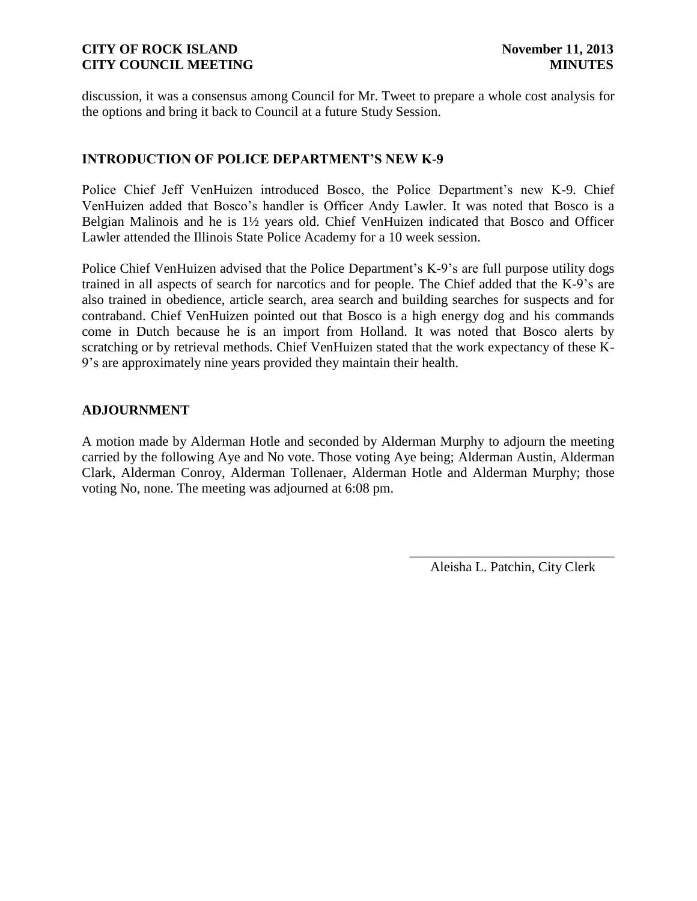discussion, it was a consensus among Council for Mr. Tweet to prepare a whole cost analysis for the options and bring it back to Council at a future Study Session.

## INTRODUCTION OF POLICE DEPARTMENT'S NEW K-9

Police Chief Jeff VenHuizen introduced Bosco, the Police Department's new K-9. Chief VenHuizen added that Bosco's handler is Officer Andy Lawler. It was noted that Bosco is a Belgian Malinois and he is 1½ years old. Chief VenHuizen indicated that Bosco and Officer Lawler attended the Illinois State Police Academy for a 10 week session.

Police Chief VenHuizen advised that the Police Department's K-9's are full purpose utility dogs trained in all aspects of search for narcotics and for people. The Chief added that the K-9's are also trained in obedience, article search, area search and building searches for suspects and for contraband. Chief VenHuizen pointed out that Bosco is a high energy dog and his commands come in Dutch because he is an import from Holland. It was noted that Bosco alerts by scratching or by retrieval methods. Chief VenHuizen stated that the work expectancy of these K-9's are approximately nine years provided they maintain their health.

## ADJOURNMENT

A motion made by Alderman Hotle and seconded by Alderman Murphy to adjourn the meeting carried by the following Aye and No vote. Those voting Aye being; Alderman Austin, Alderman Clark, Alderman Conroy, Alderman Tollenaer, Alderman Hotle and Alderman Murphy; those voting No, none. The meeting was adjourned at 6:08 pm.

______________________________

Aleisha L. Patchin, City Clerk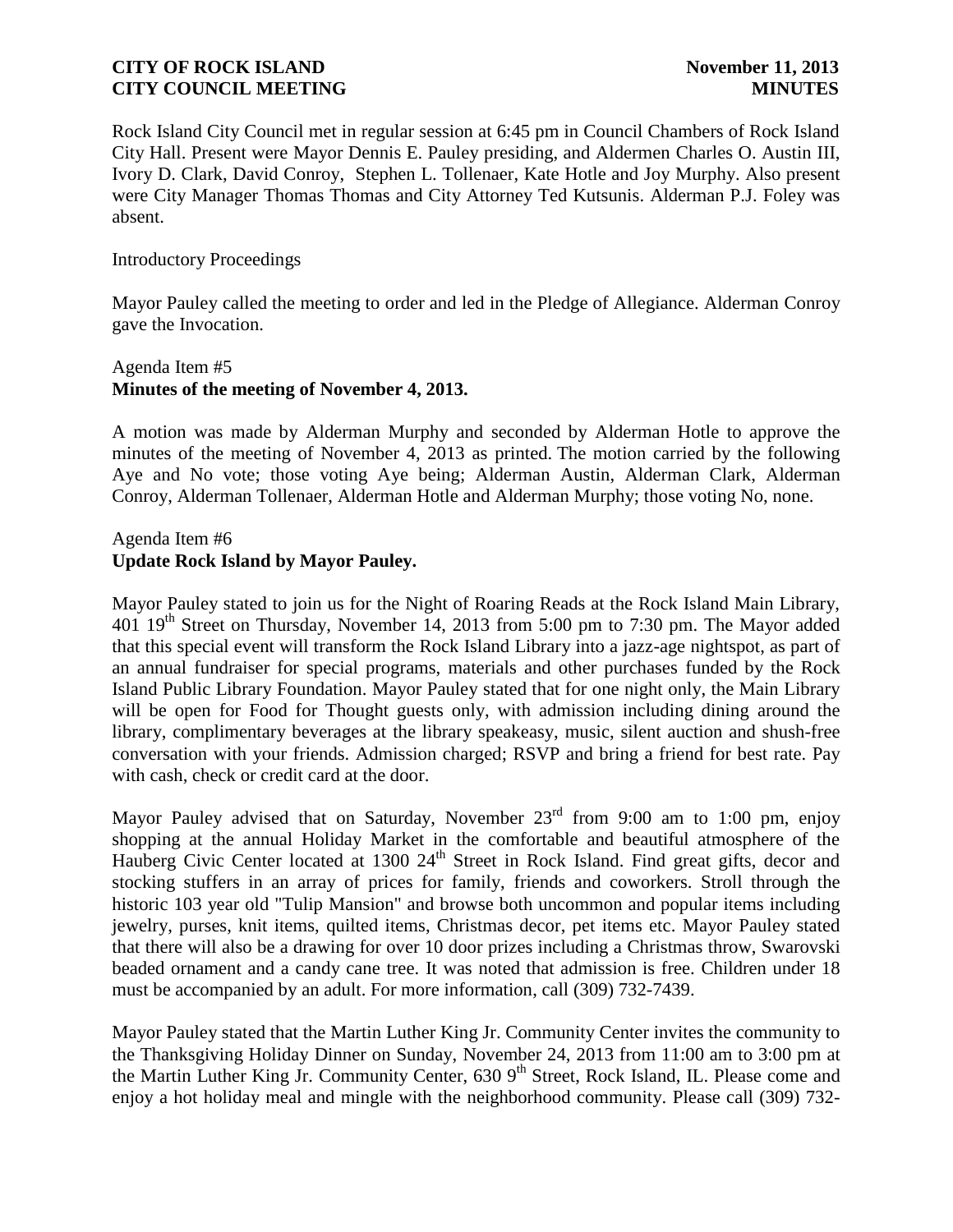Rock Island City Council met in regular session at 6:45 pm in Council Chambers of Rock Island City Hall. Present were Mayor Dennis E. Pauley presiding, and Aldermen Charles O. Austin III, Ivory D. Clark, David Conroy, Stephen L. Tollenaer, Kate Hotle and Joy Murphy. Also present were City Manager Thomas Thomas and City Attorney Ted Kutsunis. Alderman P.J. Foley was absent.

Introductory Proceedings

Mayor Pauley called the meeting to order and led in the Pledge of Allegiance. Alderman Conroy gave the Invocation.

Agenda Item #5
**Minutes of the meeting of November 4, 2013.**

A motion was made by Alderman Murphy and seconded by Alderman Hotle to approve the minutes of the meeting of November 4, 2013 as printed. The motion carried by the following Aye and No vote; those voting Aye being; Alderman Austin, Alderman Clark, Alderman Conroy, Alderman Tollenaer, Alderman Hotle and Alderman Murphy; those voting No, none.

Agenda Item #6
**Update Rock Island by Mayor Pauley.**

Mayor Pauley stated to join us for the Night of Roaring Reads at the Rock Island Main Library, 401 19th Street on Thursday, November 14, 2013 from 5:00 pm to 7:30 pm. The Mayor added that this special event will transform the Rock Island Library into a jazz-age nightspot, as part of an annual fundraiser for special programs, materials and other purchases funded by the Rock Island Public Library Foundation. Mayor Pauley stated that for one night only, the Main Library will be open for Food for Thought guests only, with admission including dining around the library, complimentary beverages at the library speakeasy, music, silent auction and shush-free conversation with your friends. Admission charged; RSVP and bring a friend for best rate. Pay with cash, check or credit card at the door.

Mayor Pauley advised that on Saturday, November 23rd from 9:00 am to 1:00 pm, enjoy shopping at the annual Holiday Market in the comfortable and beautiful atmosphere of the Hauberg Civic Center located at 1300 24th Street in Rock Island. Find great gifts, decor and stocking stuffers in an array of prices for family, friends and coworkers. Stroll through the historic 103 year old "Tulip Mansion" and browse both uncommon and popular items including jewelry, purses, knit items, quilted items, Christmas decor, pet items etc. Mayor Pauley stated that there will also be a drawing for over 10 door prizes including a Christmas throw, Swarovski beaded ornament and a candy cane tree. It was noted that admission is free. Children under 18 must be accompanied by an adult. For more information, call (309) 732-7439.

Mayor Pauley stated that the Martin Luther King Jr. Community Center invites the community to the Thanksgiving Holiday Dinner on Sunday, November 24, 2013 from 11:00 am to 3:00 pm at the Martin Luther King Jr. Community Center, 630 9th Street, Rock Island, IL. Please come and enjoy a hot holiday meal and mingle with the neighborhood community. Please call (309) 732-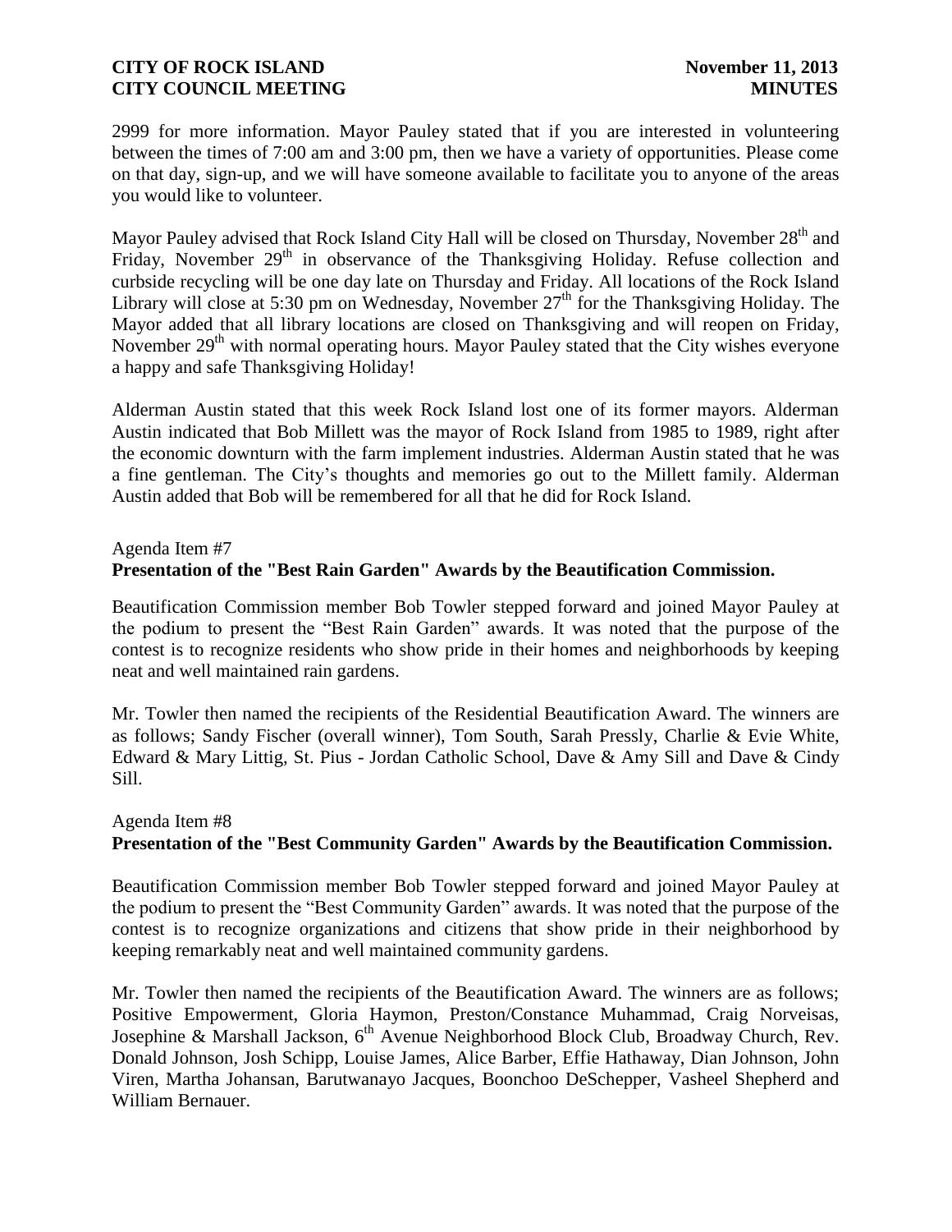2999 for more information. Mayor Pauley stated that if you are interested in volunteering between the times of 7:00 am and 3:00 pm, then we have a variety of opportunities. Please come on that day, sign-up, and we will have someone available to facilitate you to anyone of the areas you would like to volunteer.

Mayor Pauley advised that Rock Island City Hall will be closed on Thursday, November 28th and Friday, November 29th in observance of the Thanksgiving Holiday. Refuse collection and curbside recycling will be one day late on Thursday and Friday. All locations of the Rock Island Library will close at 5:30 pm on Wednesday, November 27th for the Thanksgiving Holiday. The Mayor added that all library locations are closed on Thanksgiving and will reopen on Friday, November 29th with normal operating hours. Mayor Pauley stated that the City wishes everyone a happy and safe Thanksgiving Holiday!

Alderman Austin stated that this week Rock Island lost one of its former mayors. Alderman Austin indicated that Bob Millett was the mayor of Rock Island from 1985 to 1989, right after the economic downturn with the farm implement industries. Alderman Austin stated that he was a fine gentleman. The City's thoughts and memories go out to the Millett family. Alderman Austin added that Bob will be remembered for all that he did for Rock Island.

Agenda Item #7
**Presentation of the "Best Rain Garden" Awards by the Beautification Commission.**

Beautification Commission member Bob Towler stepped forward and joined Mayor Pauley at the podium to present the "Best Rain Garden" awards. It was noted that the purpose of the contest is to recognize residents who show pride in their homes and neighborhoods by keeping neat and well maintained rain gardens.

Mr. Towler then named the recipients of the Residential Beautification Award. The winners are as follows; Sandy Fischer (overall winner), Tom South, Sarah Pressly, Charlie & Evie White, Edward & Mary Littig, St. Pius - Jordan Catholic School, Dave & Amy Sill and Dave & Cindy Sill.

Agenda Item #8
**Presentation of the "Best Community Garden" Awards by the Beautification Commission.**

Beautification Commission member Bob Towler stepped forward and joined Mayor Pauley at the podium to present the "Best Community Garden" awards. It was noted that the purpose of the contest is to recognize organizations and citizens that show pride in their neighborhood by keeping remarkably neat and well maintained community gardens.

Mr. Towler then named the recipients of the Beautification Award. The winners are as follows; Positive Empowerment, Gloria Haymon, Preston/Constance Muhammad, Craig Norveisas, Josephine & Marshall Jackson, 6th Avenue Neighborhood Block Club, Broadway Church, Rev. Donald Johnson, Josh Schipp, Louise James, Alice Barber, Effie Hathaway, Dian Johnson, John Viren, Martha Johansan, Barutwanayo Jacques, Boonchoo DeSchepper, Vasheel Shepherd and William Bernauer.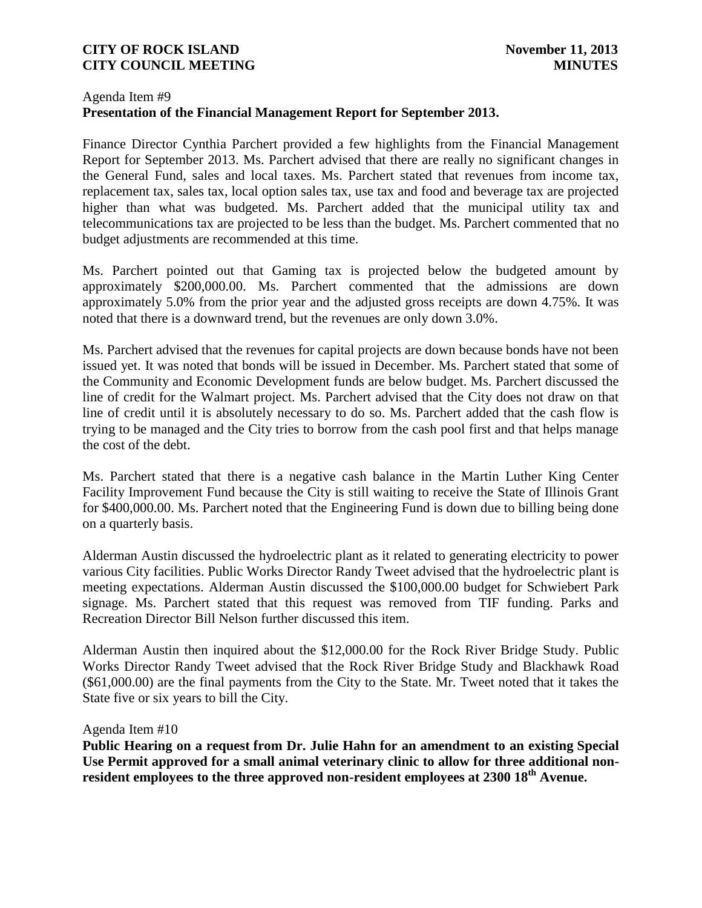Agenda Item #9
**Presentation of the Financial Management Report for September 2013.**

Finance Director Cynthia Parchert provided a few highlights from the Financial Management Report for September 2013. Ms. Parchert advised that there are really no significant changes in the General Fund, sales and local taxes. Ms. Parchert stated that revenues from income tax, replacement tax, sales tax, local option sales tax, use tax and food and beverage tax are projected higher than what was budgeted. Ms. Parchert added that the municipal utility tax and telecommunications tax are projected to be less than the budget. Ms. Parchert commented that no budget adjustments are recommended at this time.

Ms. Parchert pointed out that Gaming tax is projected below the budgeted amount by approximately $200,000.00. Ms. Parchert commented that the admissions are down approximately 5.0% from the prior year and the adjusted gross receipts are down 4.75%. It was noted that there is a downward trend, but the revenues are only down 3.0%.

Ms. Parchert advised that the revenues for capital projects are down because bonds have not been issued yet. It was noted that bonds will be issued in December. Ms. Parchert stated that some of the Community and Economic Development funds are below budget. Ms. Parchert discussed the line of credit for the Walmart project. Ms. Parchert advised that the City does not draw on that line of credit until it is absolutely necessary to do so. Ms. Parchert added that the cash flow is trying to be managed and the City tries to borrow from the cash pool first and that helps manage the cost of the debt.

Ms. Parchert stated that there is a negative cash balance in the Martin Luther King Center Facility Improvement Fund because the City is still waiting to receive the State of Illinois Grant for $400,000.00. Ms. Parchert noted that the Engineering Fund is down due to billing being done on a quarterly basis.

Alderman Austin discussed the hydroelectric plant as it related to generating electricity to power various City facilities. Public Works Director Randy Tweet advised that the hydroelectric plant is meeting expectations. Alderman Austin discussed the $100,000.00 budget for Schwiebert Park signage. Ms. Parchert stated that this request was removed from TIF funding. Parks and Recreation Director Bill Nelson further discussed this item.

Alderman Austin then inquired about the $12,000.00 for the Rock River Bridge Study. Public Works Director Randy Tweet advised that the Rock River Bridge Study and Blackhawk Road ($61,000.00) are the final payments from the City to the State. Mr. Tweet noted that it takes the State five or six years to bill the City.

Agenda Item #10
**Public Hearing on a request from Dr. Julie Hahn for an amendment to an existing Special Use Permit approved for a small animal veterinary clinic to allow for three additional non-resident employees to the three approved non-resident employees at 2300 18th Avenue.**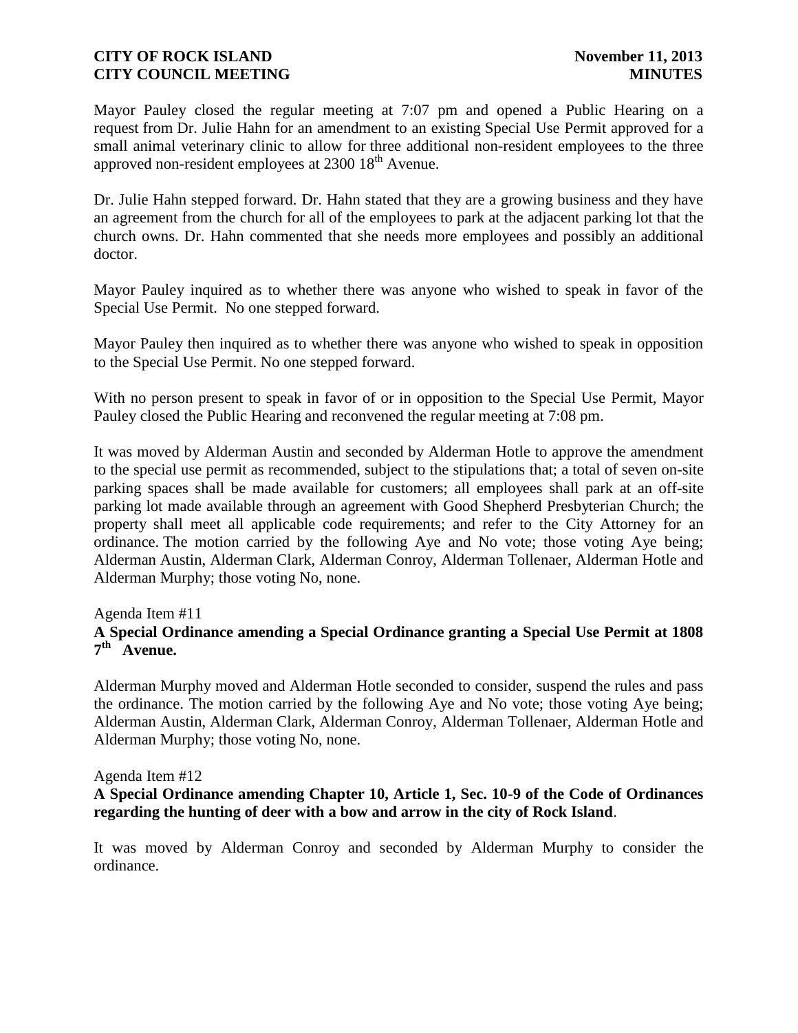Mayor Pauley closed the regular meeting at 7:07 pm and opened a Public Hearing on a request from Dr. Julie Hahn for an amendment to an existing Special Use Permit approved for a small animal veterinary clinic to allow for three additional non-resident employees to the three approved non-resident employees at 2300 18th Avenue.

Dr. Julie Hahn stepped forward. Dr. Hahn stated that they are a growing business and they have an agreement from the church for all of the employees to park at the adjacent parking lot that the church owns. Dr. Hahn commented that she needs more employees and possibly an additional doctor.

Mayor Pauley inquired as to whether there was anyone who wished to speak in favor of the Special Use Permit. No one stepped forward.

Mayor Pauley then inquired as to whether there was anyone who wished to speak in opposition to the Special Use Permit. No one stepped forward.

With no person present to speak in favor of or in opposition to the Special Use Permit, Mayor Pauley closed the Public Hearing and reconvened the regular meeting at 7:08 pm.

It was moved by Alderman Austin and seconded by Alderman Hotle to approve the amendment to the special use permit as recommended, subject to the stipulations that; a total of seven on-site parking spaces shall be made available for customers; all employees shall park at an off-site parking lot made available through an agreement with Good Shepherd Presbyterian Church; the property shall meet all applicable code requirements; and refer to the City Attorney for an ordinance. The motion carried by the following Aye and No vote; those voting Aye being; Alderman Austin, Alderman Clark, Alderman Conroy, Alderman Tollenaer, Alderman Hotle and Alderman Murphy; those voting No, none.

Agenda Item #11

**A Special Ordinance amending a Special Ordinance granting a Special Use Permit at 1808 7th Avenue.**

Alderman Murphy moved and Alderman Hotle seconded to consider, suspend the rules and pass the ordinance. The motion carried by the following Aye and No vote; those voting Aye being; Alderman Austin, Alderman Clark, Alderman Conroy, Alderman Tollenaer, Alderman Hotle and Alderman Murphy; those voting No, none.

Agenda Item #12

**A Special Ordinance amending Chapter 10, Article 1, Sec. 10-9 of the Code of Ordinances regarding the hunting of deer with a bow and arrow in the city of Rock Island**.

It was moved by Alderman Conroy and seconded by Alderman Murphy to consider the ordinance.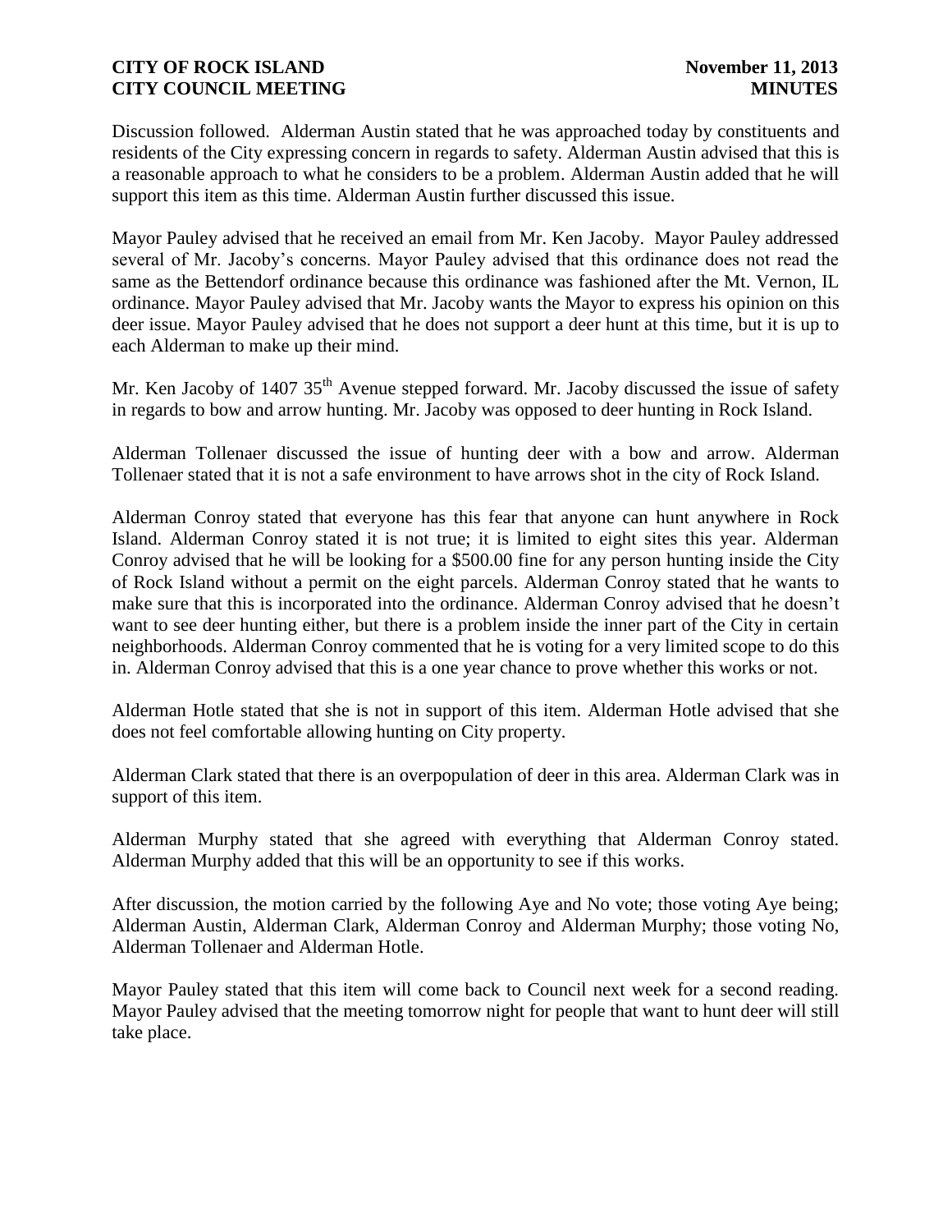Discussion followed. Alderman Austin stated that he was approached today by constituents and residents of the City expressing concern in regards to safety. Alderman Austin advised that this is a reasonable approach to what he considers to be a problem. Alderman Austin added that he will support this item as this time. Alderman Austin further discussed this issue.

Mayor Pauley advised that he received an email from Mr. Ken Jacoby. Mayor Pauley addressed several of Mr. Jacoby's concerns. Mayor Pauley advised that this ordinance does not read the same as the Bettendorf ordinance because this ordinance was fashioned after the Mt. Vernon, IL ordinance. Mayor Pauley advised that Mr. Jacoby wants the Mayor to express his opinion on this deer issue. Mayor Pauley advised that he does not support a deer hunt at this time, but it is up to each Alderman to make up their mind.

Mr. Ken Jacoby of 1407 35th Avenue stepped forward. Mr. Jacoby discussed the issue of safety in regards to bow and arrow hunting. Mr. Jacoby was opposed to deer hunting in Rock Island.

Alderman Tollenaer discussed the issue of hunting deer with a bow and arrow. Alderman Tollenaer stated that it is not a safe environment to have arrows shot in the city of Rock Island.

Alderman Conroy stated that everyone has this fear that anyone can hunt anywhere in Rock Island. Alderman Conroy stated it is not true; it is limited to eight sites this year. Alderman Conroy advised that he will be looking for a $500.00 fine for any person hunting inside the City of Rock Island without a permit on the eight parcels. Alderman Conroy stated that he wants to make sure that this is incorporated into the ordinance. Alderman Conroy advised that he doesn't want to see deer hunting either, but there is a problem inside the inner part of the City in certain neighborhoods. Alderman Conroy commented that he is voting for a very limited scope to do this in. Alderman Conroy advised that this is a one year chance to prove whether this works or not.

Alderman Hotle stated that she is not in support of this item. Alderman Hotle advised that she does not feel comfortable allowing hunting on City property.

Alderman Clark stated that there is an overpopulation of deer in this area. Alderman Clark was in support of this item.

Alderman Murphy stated that she agreed with everything that Alderman Conroy stated. Alderman Murphy added that this will be an opportunity to see if this works.

After discussion, the motion carried by the following Aye and No vote; those voting Aye being; Alderman Austin, Alderman Clark, Alderman Conroy and Alderman Murphy; those voting No, Alderman Tollenaer and Alderman Hotle.

Mayor Pauley stated that this item will come back to Council next week for a second reading. Mayor Pauley advised that the meeting tomorrow night for people that want to hunt deer will still take place.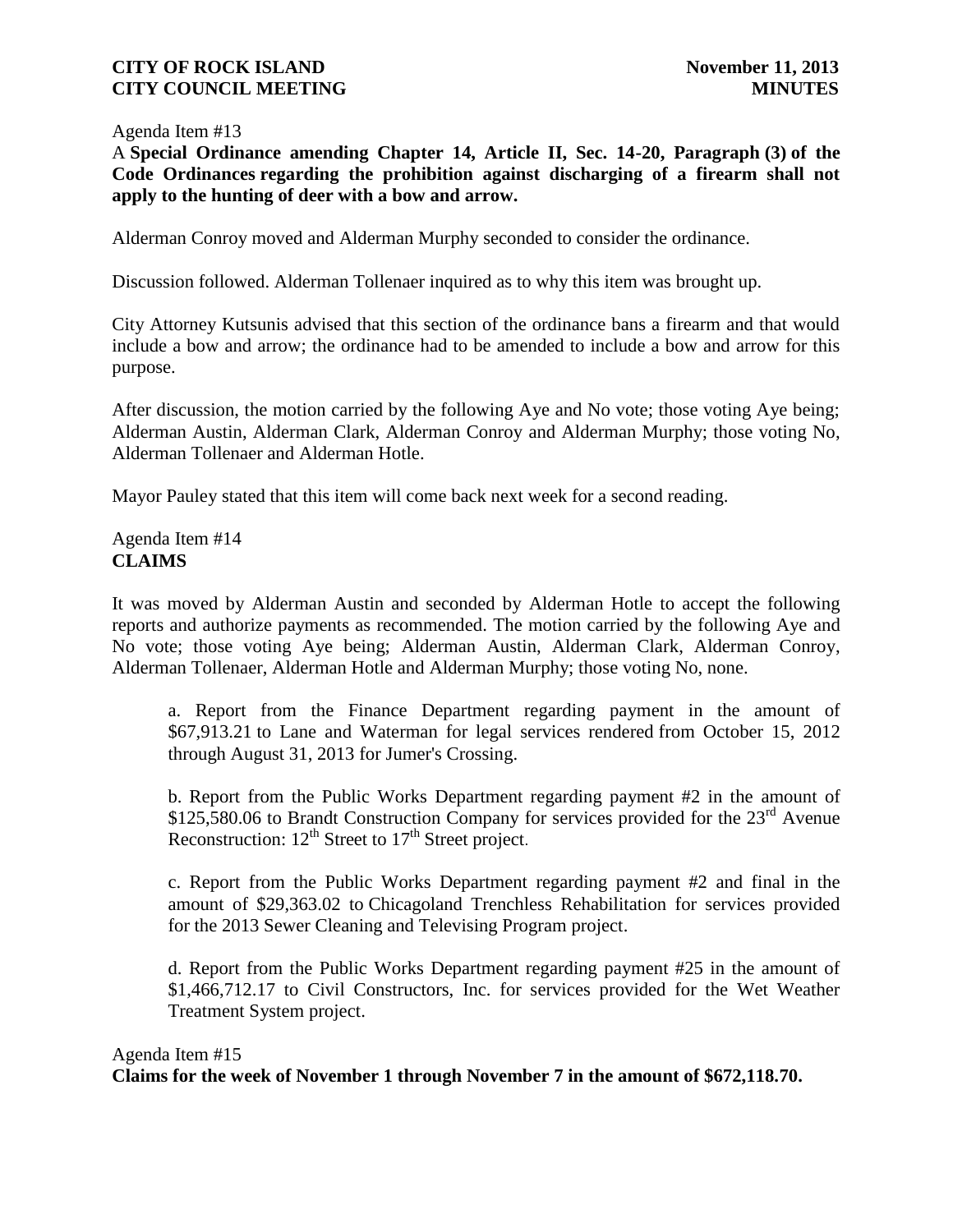Agenda Item #13

**A Special Ordinance amending Chapter 14, Article II, Sec. 14-20, Paragraph (3) of the Code Ordinances regarding the prohibition against discharging of a firearm shall not apply to the hunting of deer with a bow and arrow.**

Alderman Conroy moved and Alderman Murphy seconded to consider the ordinance.

Discussion followed. Alderman Tollenaer inquired as to why this item was brought up.

City Attorney Kutsunis advised that this section of the ordinance bans a firearm and that would include a bow and arrow; the ordinance had to be amended to include a bow and arrow for this purpose.

After discussion, the motion carried by the following Aye and No vote; those voting Aye being; Alderman Austin, Alderman Clark, Alderman Conroy and Alderman Murphy; those voting No, Alderman Tollenaer and Alderman Hotle.

Mayor Pauley stated that this item will come back next week for a second reading.

Agenda Item #14

**CLAIMS**

It was moved by Alderman Austin and seconded by Alderman Hotle to accept the following reports and authorize payments as recommended. The motion carried by the following Aye and No vote; those voting Aye being; Alderman Austin, Alderman Clark, Alderman Conroy, Alderman Tollenaer, Alderman Hotle and Alderman Murphy; those voting No, none.

a. Report from the Finance Department regarding payment in the amount of $67,913.21 to Lane and Waterman for legal services rendered from October 15, 2012 through August 31, 2013 for Jumer's Crossing.

b. Report from the Public Works Department regarding payment #2 in the amount of $125,580.06 to Brandt Construction Company for services provided for the 23rd Avenue Reconstruction: 12th Street to 17th Street project.

c. Report from the Public Works Department regarding payment #2 and final in the amount of $29,363.02 to Chicagoland Trenchless Rehabilitation for services provided for the 2013 Sewer Cleaning and Televising Program project.

d. Report from the Public Works Department regarding payment #25 in the amount of $1,466,712.17 to Civil Constructors, Inc. for services provided for the Wet Weather Treatment System project.

Agenda Item #15

**Claims for the week of November 1 through November 7 in the amount of $672,118.70.**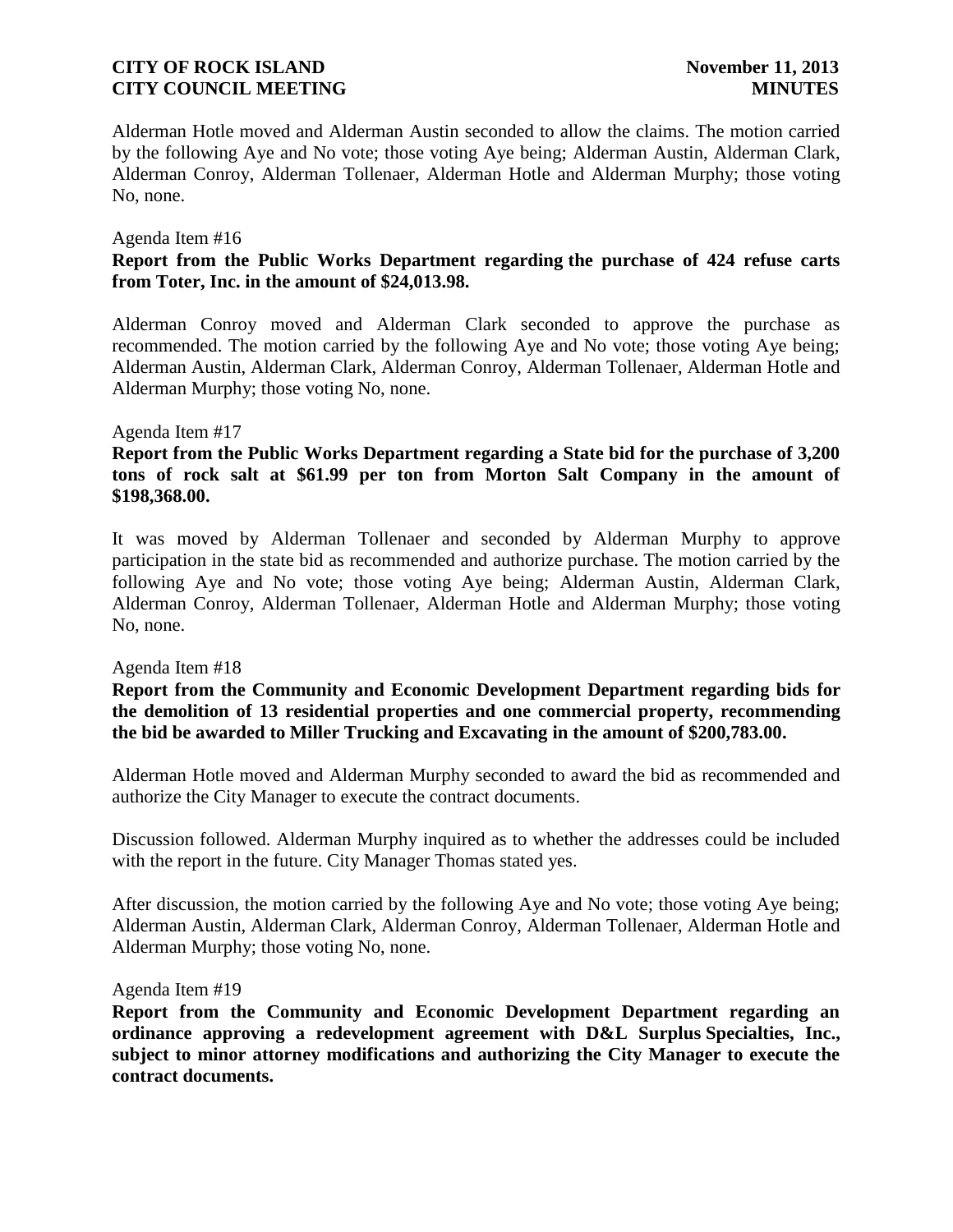Alderman Hotle moved and Alderman Austin seconded to allow the claims. The motion carried by the following Aye and No vote; those voting Aye being; Alderman Austin, Alderman Clark, Alderman Conroy, Alderman Tollenaer, Alderman Hotle and Alderman Murphy; those voting No, none.

Agenda Item #16

**Report from the Public Works Department regarding the purchase of 424 refuse carts from Toter, Inc. in the amount of $24,013.98.**

Alderman Conroy moved and Alderman Clark seconded to approve the purchase as recommended. The motion carried by the following Aye and No vote; those voting Aye being; Alderman Austin, Alderman Clark, Alderman Conroy, Alderman Tollenaer, Alderman Hotle and Alderman Murphy; those voting No, none.

Agenda Item #17

**Report from the Public Works Department regarding a State bid for the purchase of 3,200 tons of rock salt at $61.99 per ton from Morton Salt Company in the amount of $198,368.00.**

It was moved by Alderman Tollenaer and seconded by Alderman Murphy to approve participation in the state bid as recommended and authorize purchase. The motion carried by the following Aye and No vote; those voting Aye being; Alderman Austin, Alderman Clark, Alderman Conroy, Alderman Tollenaer, Alderman Hotle and Alderman Murphy; those voting No, none.

Agenda Item #18

**Report from the Community and Economic Development Department regarding bids for the demolition of 13 residential properties and one commercial property, recommending the bid be awarded to Miller Trucking and Excavating in the amount of $200,783.00.**

Alderman Hotle moved and Alderman Murphy seconded to award the bid as recommended and authorize the City Manager to execute the contract documents.

Discussion followed. Alderman Murphy inquired as to whether the addresses could be included with the report in the future. City Manager Thomas stated yes.

After discussion, the motion carried by the following Aye and No vote; those voting Aye being; Alderman Austin, Alderman Clark, Alderman Conroy, Alderman Tollenaer, Alderman Hotle and Alderman Murphy; those voting No, none.

Agenda Item #19

**Report from the Community and Economic Development Department regarding an ordinance approving a redevelopment agreement with D&L Surplus Specialties, Inc., subject to minor attorney modifications and authorizing the City Manager to execute the contract documents.**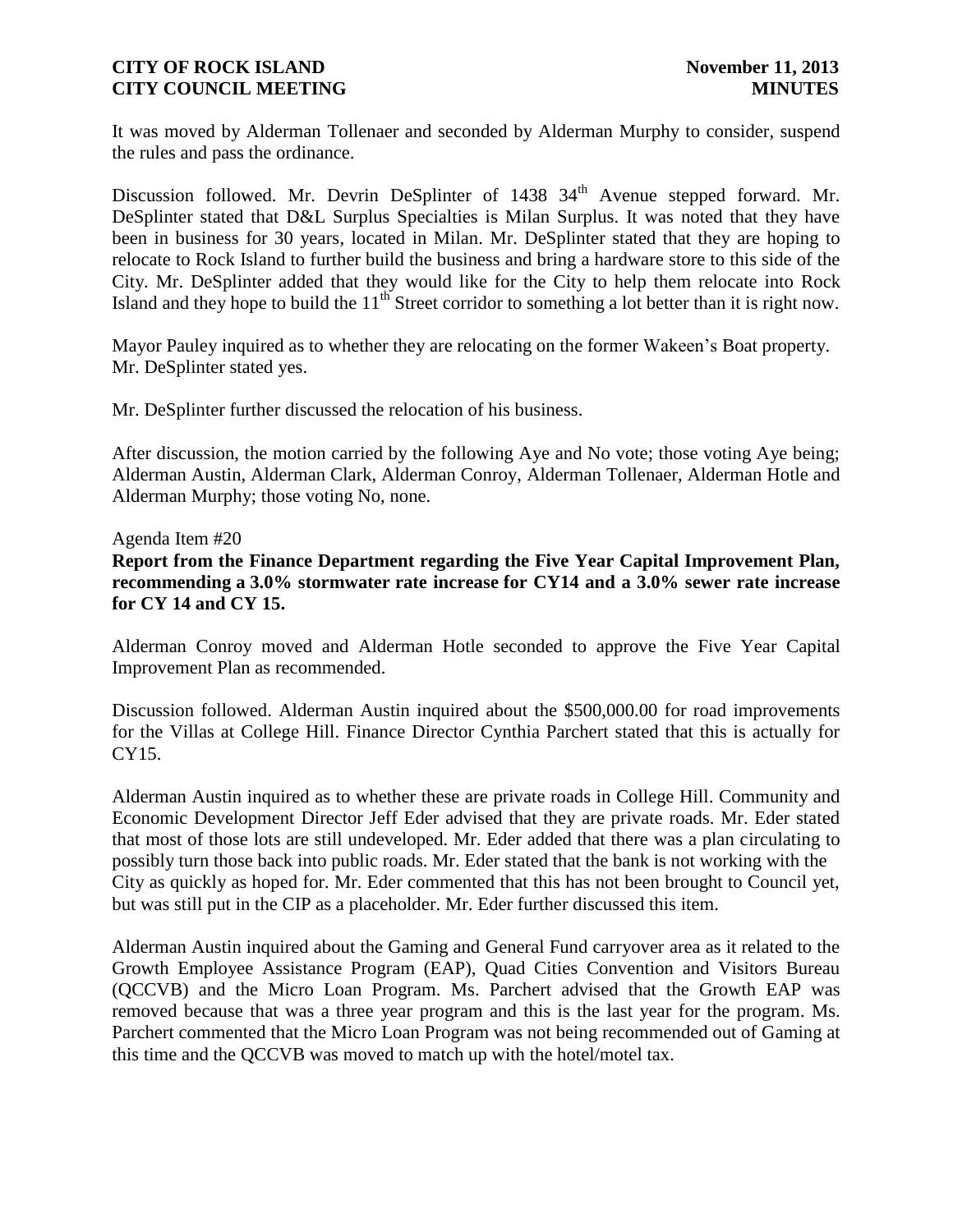It was moved by Alderman Tollenaer and seconded by Alderman Murphy to consider, suspend the rules and pass the ordinance.

Discussion followed. Mr. Devrin DeSplinter of 1438 34th Avenue stepped forward. Mr. DeSplinter stated that D&L Surplus Specialties is Milan Surplus. It was noted that they have been in business for 30 years, located in Milan. Mr. DeSplinter stated that they are hoping to relocate to Rock Island to further build the business and bring a hardware store to this side of the City. Mr. DeSplinter added that they would like for the City to help them relocate into Rock Island and they hope to build the 11th Street corridor to something a lot better than it is right now.

Mayor Pauley inquired as to whether they are relocating on the former Wakeen's Boat property. Mr. DeSplinter stated yes.

Mr. DeSplinter further discussed the relocation of his business.

After discussion, the motion carried by the following Aye and No vote; those voting Aye being; Alderman Austin, Alderman Clark, Alderman Conroy, Alderman Tollenaer, Alderman Hotle and Alderman Murphy; those voting No, none.

Agenda Item #20

**Report from the Finance Department regarding the Five Year Capital Improvement Plan, recommending a 3.0% stormwater rate increase for CY14 and a 3.0% sewer rate increase for CY 14 and CY 15.**

Alderman Conroy moved and Alderman Hotle seconded to approve the Five Year Capital Improvement Plan as recommended.

Discussion followed. Alderman Austin inquired about the $500,000.00 for road improvements for the Villas at College Hill. Finance Director Cynthia Parchert stated that this is actually for CY15.

Alderman Austin inquired as to whether these are private roads in College Hill. Community and Economic Development Director Jeff Eder advised that they are private roads. Mr. Eder stated that most of those lots are still undeveloped. Mr. Eder added that there was a plan circulating to possibly turn those back into public roads. Mr. Eder stated that the bank is not working with the City as quickly as hoped for. Mr. Eder commented that this has not been brought to Council yet, but was still put in the CIP as a placeholder. Mr. Eder further discussed this item.

Alderman Austin inquired about the Gaming and General Fund carryover area as it related to the Growth Employee Assistance Program (EAP), Quad Cities Convention and Visitors Bureau (QCCVB) and the Micro Loan Program. Ms. Parchert advised that the Growth EAP was removed because that was a three year program and this is the last year for the program. Ms. Parchert commented that the Micro Loan Program was not being recommended out of Gaming at this time and the QCCVB was moved to match up with the hotel/motel tax.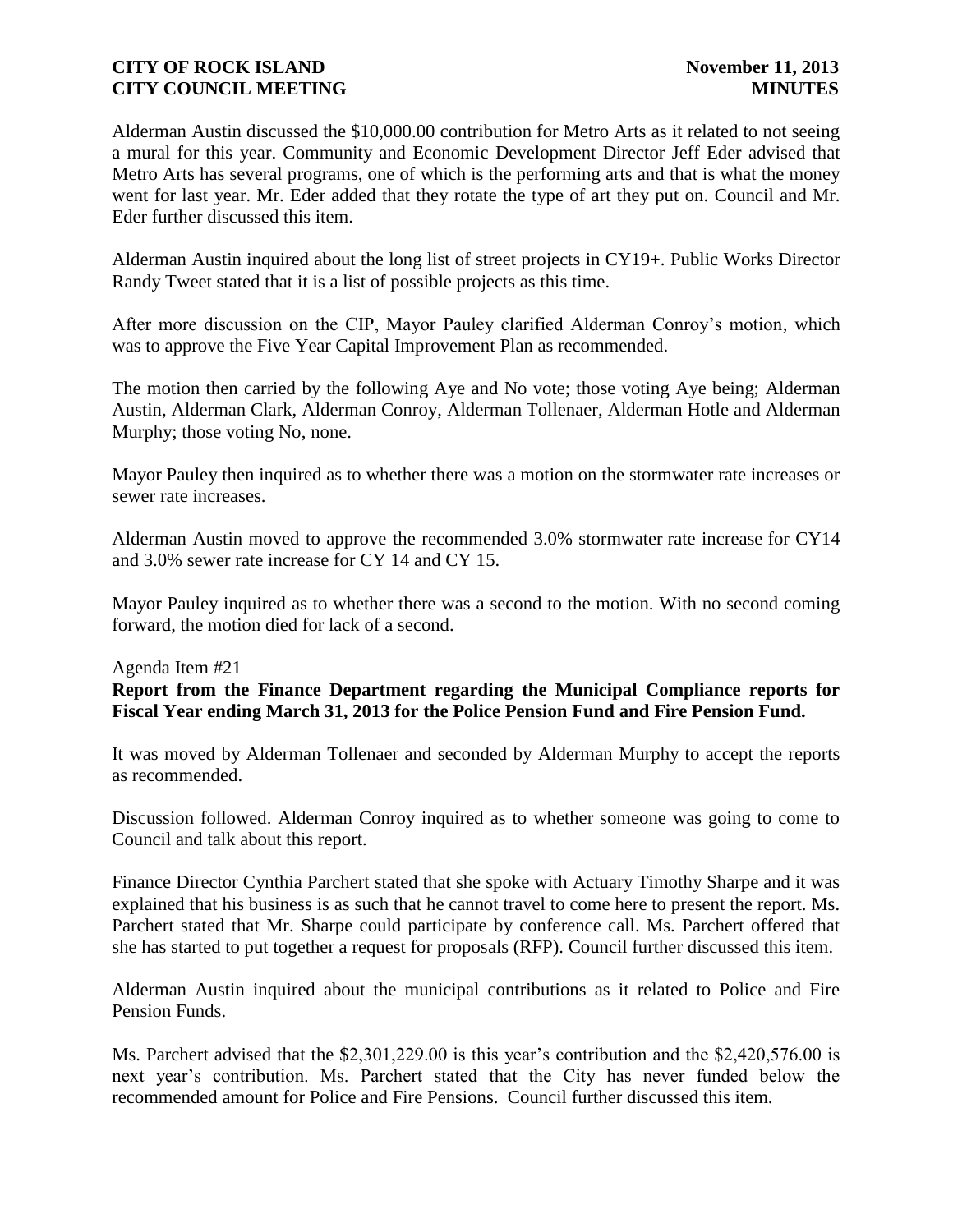Alderman Austin discussed the $10,000.00 contribution for Metro Arts as it related to not seeing a mural for this year. Community and Economic Development Director Jeff Eder advised that Metro Arts has several programs, one of which is the performing arts and that is what the money went for last year. Mr. Eder added that they rotate the type of art they put on. Council and Mr. Eder further discussed this item.

Alderman Austin inquired about the long list of street projects in CY19+. Public Works Director Randy Tweet stated that it is a list of possible projects as this time.

After more discussion on the CIP, Mayor Pauley clarified Alderman Conroy's motion, which was to approve the Five Year Capital Improvement Plan as recommended.

The motion then carried by the following Aye and No vote; those voting Aye being; Alderman Austin, Alderman Clark, Alderman Conroy, Alderman Tollenaer, Alderman Hotle and Alderman Murphy; those voting No, none.

Mayor Pauley then inquired as to whether there was a motion on the stormwater rate increases or sewer rate increases.

Alderman Austin moved to approve the recommended 3.0% stormwater rate increase for CY14 and 3.0% sewer rate increase for CY 14 and CY 15.

Mayor Pauley inquired as to whether there was a second to the motion. With no second coming forward, the motion died for lack of a second.

Agenda Item #21

**Report from the Finance Department regarding the Municipal Compliance reports for Fiscal Year ending March 31, 2013 for the Police Pension Fund and Fire Pension Fund.**

It was moved by Alderman Tollenaer and seconded by Alderman Murphy to accept the reports as recommended.

Discussion followed. Alderman Conroy inquired as to whether someone was going to come to Council and talk about this report.

Finance Director Cynthia Parchert stated that she spoke with Actuary Timothy Sharpe and it was explained that his business is as such that he cannot travel to come here to present the report. Ms. Parchert stated that Mr. Sharpe could participate by conference call. Ms. Parchert offered that she has started to put together a request for proposals (RFP). Council further discussed this item.

Alderman Austin inquired about the municipal contributions as it related to Police and Fire Pension Funds.

Ms. Parchert advised that the $2,301,229.00 is this year's contribution and the $2,420,576.00 is next year's contribution. Ms. Parchert stated that the City has never funded below the recommended amount for Police and Fire Pensions. Council further discussed this item.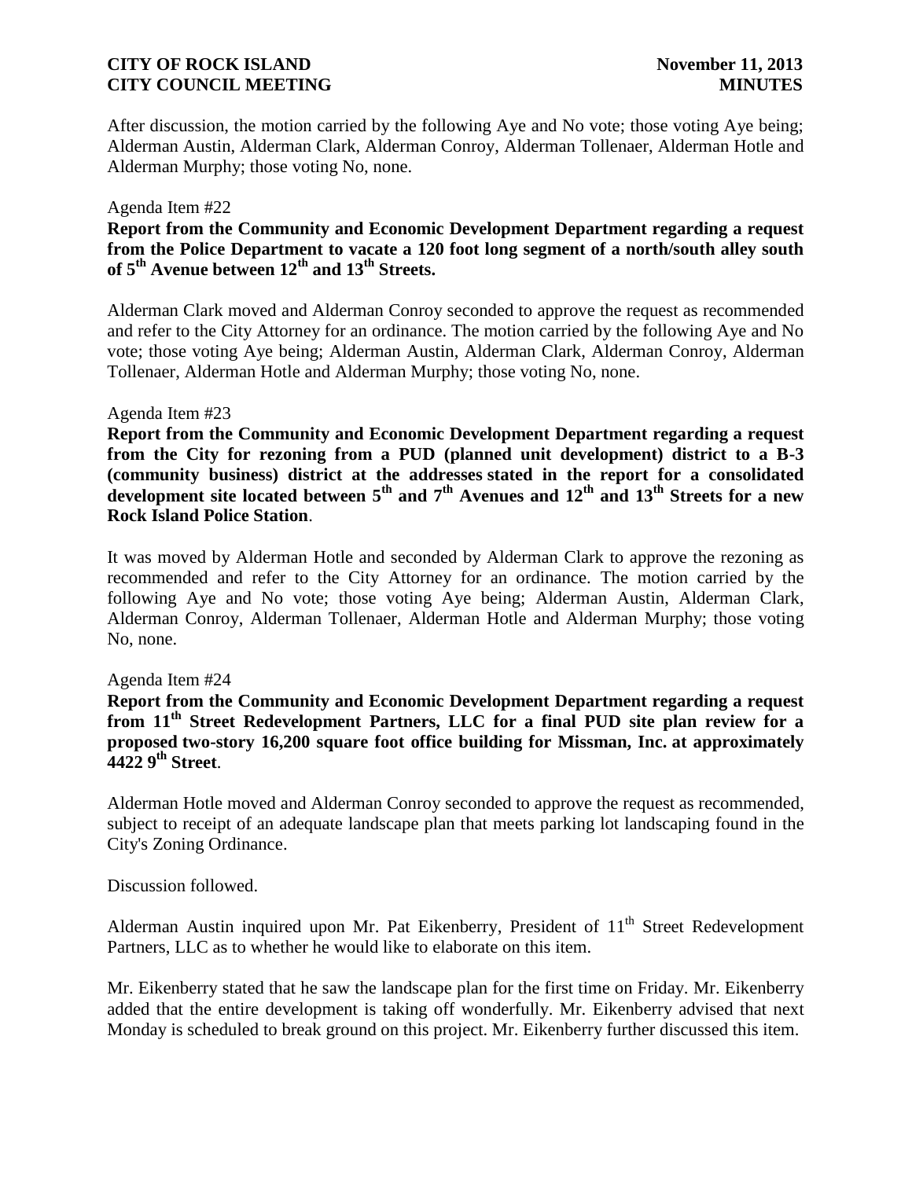After discussion, the motion carried by the following Aye and No vote; those voting Aye being; Alderman Austin, Alderman Clark, Alderman Conroy, Alderman Tollenaer, Alderman Hotle and Alderman Murphy; those voting No, none.

Agenda Item #22

**Report from the Community and Economic Development Department regarding a request from the Police Department to vacate a 120 foot long segment of a north/south alley south of 5th Avenue between 12th and 13th Streets.**

Alderman Clark moved and Alderman Conroy seconded to approve the request as recommended and refer to the City Attorney for an ordinance. The motion carried by the following Aye and No vote; those voting Aye being; Alderman Austin, Alderman Clark, Alderman Conroy, Alderman Tollenaer, Alderman Hotle and Alderman Murphy; those voting No, none.

Agenda Item #23

**Report from the Community and Economic Development Department regarding a request from the City for rezoning from a PUD (planned unit development) district to a B-3 (community business) district at the addresses stated in the report for a consolidated development site located between 5th and 7th Avenues and 12th and 13th Streets for a new Rock Island Police Station**.

It was moved by Alderman Hotle and seconded by Alderman Clark to approve the rezoning as recommended and refer to the City Attorney for an ordinance. The motion carried by the following Aye and No vote; those voting Aye being; Alderman Austin, Alderman Clark, Alderman Conroy, Alderman Tollenaer, Alderman Hotle and Alderman Murphy; those voting No, none.

Agenda Item #24

**Report from the Community and Economic Development Department regarding a request from 11th Street Redevelopment Partners, LLC for a final PUD site plan review for a proposed two-story 16,200 square foot office building for Missman, Inc. at approximately 4422 9th Street**.

Alderman Hotle moved and Alderman Conroy seconded to approve the request as recommended, subject to receipt of an adequate landscape plan that meets parking lot landscaping found in the City's Zoning Ordinance.

Discussion followed.

Alderman Austin inquired upon Mr. Pat Eikenberry, President of 11th Street Redevelopment Partners, LLC as to whether he would like to elaborate on this item.

Mr. Eikenberry stated that he saw the landscape plan for the first time on Friday. Mr. Eikenberry added that the entire development is taking off wonderfully. Mr. Eikenberry advised that next Monday is scheduled to break ground on this project. Mr. Eikenberry further discussed this item.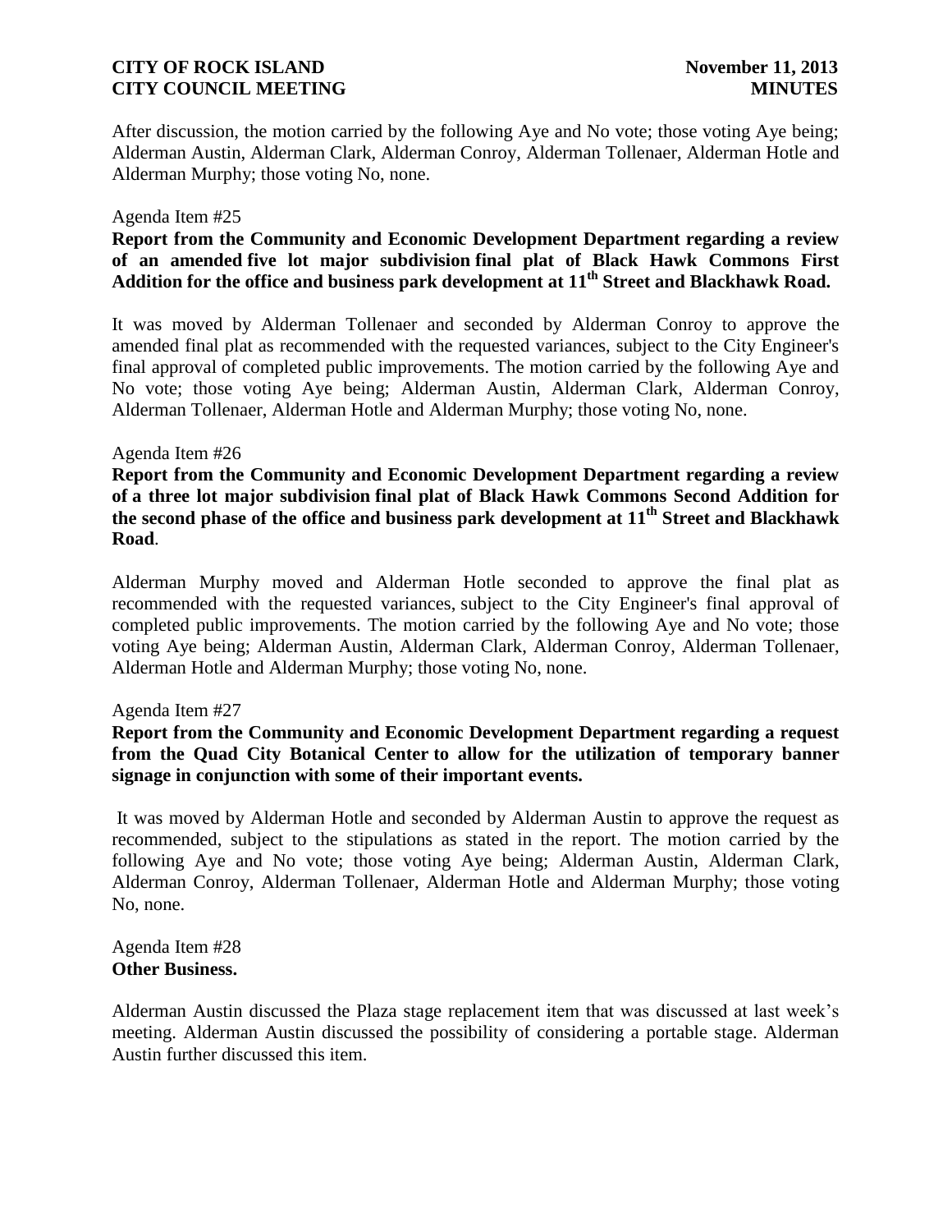After discussion, the motion carried by the following Aye and No vote; those voting Aye being; Alderman Austin, Alderman Clark, Alderman Conroy, Alderman Tollenaer, Alderman Hotle and Alderman Murphy; those voting No, none.

Agenda Item #25

**Report from the Community and Economic Development Department regarding a review of an amended five lot major subdivision final plat of Black Hawk Commons First Addition for the office and business park development at 11th Street and Blackhawk Road.**

It was moved by Alderman Tollenaer and seconded by Alderman Conroy to approve the amended final plat as recommended with the requested variances, subject to the City Engineer's final approval of completed public improvements. The motion carried by the following Aye and No vote; those voting Aye being; Alderman Austin, Alderman Clark, Alderman Conroy, Alderman Tollenaer, Alderman Hotle and Alderman Murphy; those voting No, none.

Agenda Item #26

**Report from the Community and Economic Development Department regarding a review of a three lot major subdivision final plat of Black Hawk Commons Second Addition for the second phase of the office and business park development at 11th Street and Blackhawk Road**.

Alderman Murphy moved and Alderman Hotle seconded to approve the final plat as recommended with the requested variances, subject to the City Engineer's final approval of completed public improvements. The motion carried by the following Aye and No vote; those voting Aye being; Alderman Austin, Alderman Clark, Alderman Conroy, Alderman Tollenaer, Alderman Hotle and Alderman Murphy; those voting No, none.

Agenda Item #27

**Report from the Community and Economic Development Department regarding a request from the Quad City Botanical Center to allow for the utilization of temporary banner signage in conjunction with some of their important events.**

It was moved by Alderman Hotle and seconded by Alderman Austin to approve the request as recommended, subject to the stipulations as stated in the report. The motion carried by the following Aye and No vote; those voting Aye being; Alderman Austin, Alderman Clark, Alderman Conroy, Alderman Tollenaer, Alderman Hotle and Alderman Murphy; those voting No, none.

Agenda Item #28

**Other Business.**

Alderman Austin discussed the Plaza stage replacement item that was discussed at last week's meeting. Alderman Austin discussed the possibility of considering a portable stage. Alderman Austin further discussed this item.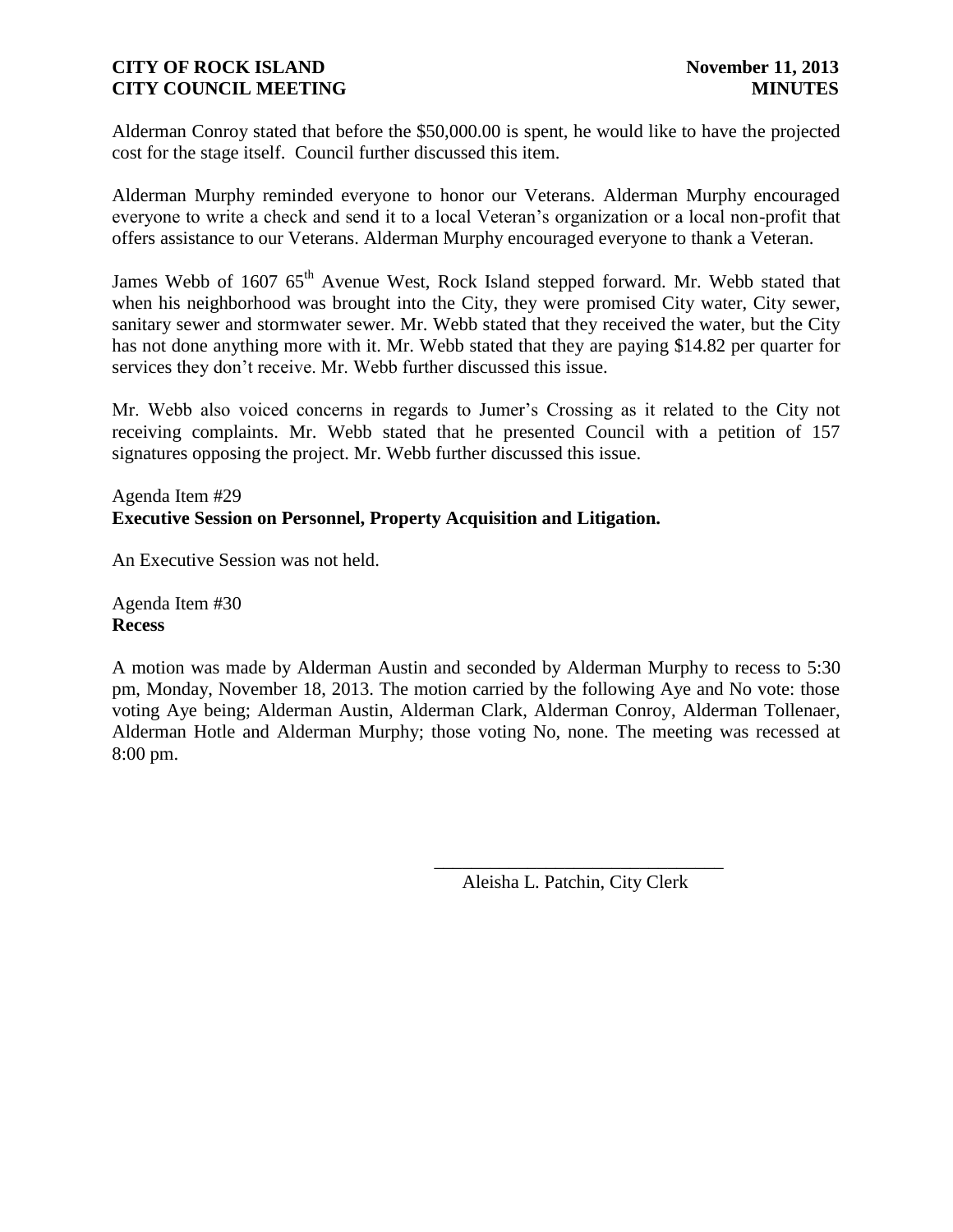Alderman Conroy stated that before the $50,000.00 is spent, he would like to have the projected cost for the stage itself. Council further discussed this item.

Alderman Murphy reminded everyone to honor our Veterans. Alderman Murphy encouraged everyone to write a check and send it to a local Veteran's organization or a local non-profit that offers assistance to our Veterans. Alderman Murphy encouraged everyone to thank a Veteran.

James Webb of 1607 65th Avenue West, Rock Island stepped forward. Mr. Webb stated that when his neighborhood was brought into the City, they were promised City water, City sewer, sanitary sewer and stormwater sewer. Mr. Webb stated that they received the water, but the City has not done anything more with it. Mr. Webb stated that they are paying $14.82 per quarter for services they don't receive. Mr. Webb further discussed this issue.

Mr. Webb also voiced concerns in regards to Jumer's Crossing as it related to the City not receiving complaints. Mr. Webb stated that he presented Council with a petition of 157 signatures opposing the project. Mr. Webb further discussed this issue.

Agenda Item #29
**Executive Session on Personnel, Property Acquisition and Litigation.**

An Executive Session was not held.

Agenda Item #30
**Recess**

A motion was made by Alderman Austin and seconded by Alderman Murphy to recess to 5:30 pm, Monday, November 18, 2013. The motion carried by the following Aye and No vote: those voting Aye being; Alderman Austin, Alderman Clark, Alderman Conroy, Alderman Tollenaer, Alderman Hotle and Alderman Murphy; those voting No, none. The meeting was recessed at 8:00 pm.

\_\_\_\_\_\_\_\_\_\_\_\_\_\_\_\_\_\_\_\_\_\_\_\_\_\_\_\_\_\_
Aleisha L. Patchin, City Clerk